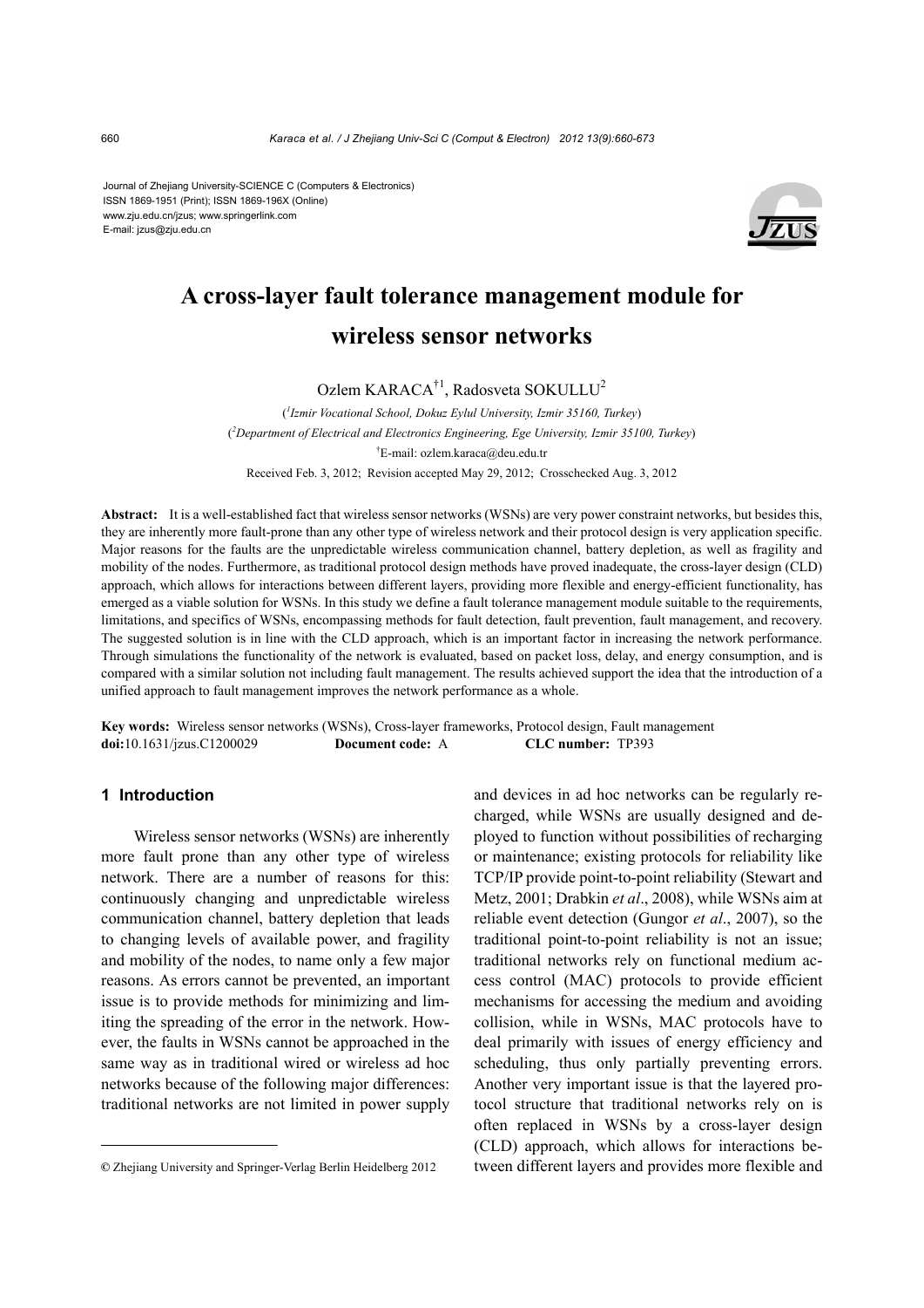Journal of Zhejiang University-SCIENCE C (Computers & Electronics)
ISSN 1869-1951 (Print); ISSN 1869-196X (Online)
www.zju.edu.cn/jzus; www.springerlink.com
E-mail: jzus@zju.edu.cn

# A cross-layer fault tolerance management module for wireless sensor networks

Ozlem KARACA[†1], Radosveta SOKULLU[2]

([1]Izmir Vocational School, Dokuz Eylul University, Izmir 35160, Turkey)
([2]Department of Electrical and Electronics Engineering, Ege University, Izmir 35100, Turkey)
[†]E-mail: ozlem.karaca@deu.edu.tr

Received Feb. 3, 2012; Revision accepted May 29, 2012; Crosschecked Aug. 3, 2012

**Abstract:** It is a well-established fact that wireless sensor networks (WSNs) are very power constraint networks, but besides this, they are inherently more fault-prone than any other type of wireless network and their protocol design is very application specific. Major reasons for the faults are the unpredictable wireless communication channel, battery depletion, as well as fragility and mobility of the nodes. Furthermore, as traditional protocol design methods have proved inadequate, the cross-layer design (CLD) approach, which allows for interactions between different layers, providing more flexible and energy-efficient functionality, has emerged as a viable solution for WSNs. In this study we define a fault tolerance management module suitable to the requirements, limitations, and specifics of WSNs, encompassing methods for fault detection, fault prevention, fault management, and recovery. The suggested solution is in line with the CLD approach, which is an important factor in increasing the network performance. Through simulations the functionality of the network is evaluated, based on packet loss, delay, and energy consumption, and is compared with a similar solution not including fault management. The results achieved support the idea that the introduction of a unified approach to fault management improves the network performance as a whole.

**Key words:** Wireless sensor networks (WSNs), Cross-layer frameworks, Protocol design, Fault management
**doi:**10.1631/jzus.C1200029 **Document code:** A **CLC number:** TP393

## 1 Introduction

Wireless sensor networks (WSNs) are inherently more fault prone than any other type of wireless network. There are a number of reasons for this: continuously changing and unpredictable wireless communication channel, battery depletion that leads to changing levels of available power, and fragility and mobility of the nodes, to name only a few major reasons. As errors cannot be prevented, an important issue is to provide methods for minimizing and limiting the spreading of the error in the network. However, the faults in WSNs cannot be approached in the same way as in traditional wired or wireless ad hoc networks because of the following major differences: traditional networks are not limited in power supply and devices in ad hoc networks can be regularly recharged, while WSNs are usually designed and deployed to function without possibilities of recharging or maintenance; existing protocols for reliability like TCP/IP provide point-to-point reliability (Stewart and Metz, 2001; Drabkin *et al*., 2008), while WSNs aim at reliable event detection (Gungor *et al*., 2007), so the traditional point-to-point reliability is not an issue; traditional networks rely on functional medium access control (MAC) protocols to provide efficient mechanisms for accessing the medium and avoiding collision, while in WSNs, MAC protocols have to deal primarily with issues of energy efficiency and scheduling, thus only partially preventing errors. Another very important issue is that the layered protocol structure that traditional networks rely on is often replaced in WSNs by a cross-layer design (CLD) approach, which allows for interactions between different layers and provides more flexible and

© Zhejiang University and Springer-Verlag Berlin Heidelberg 2012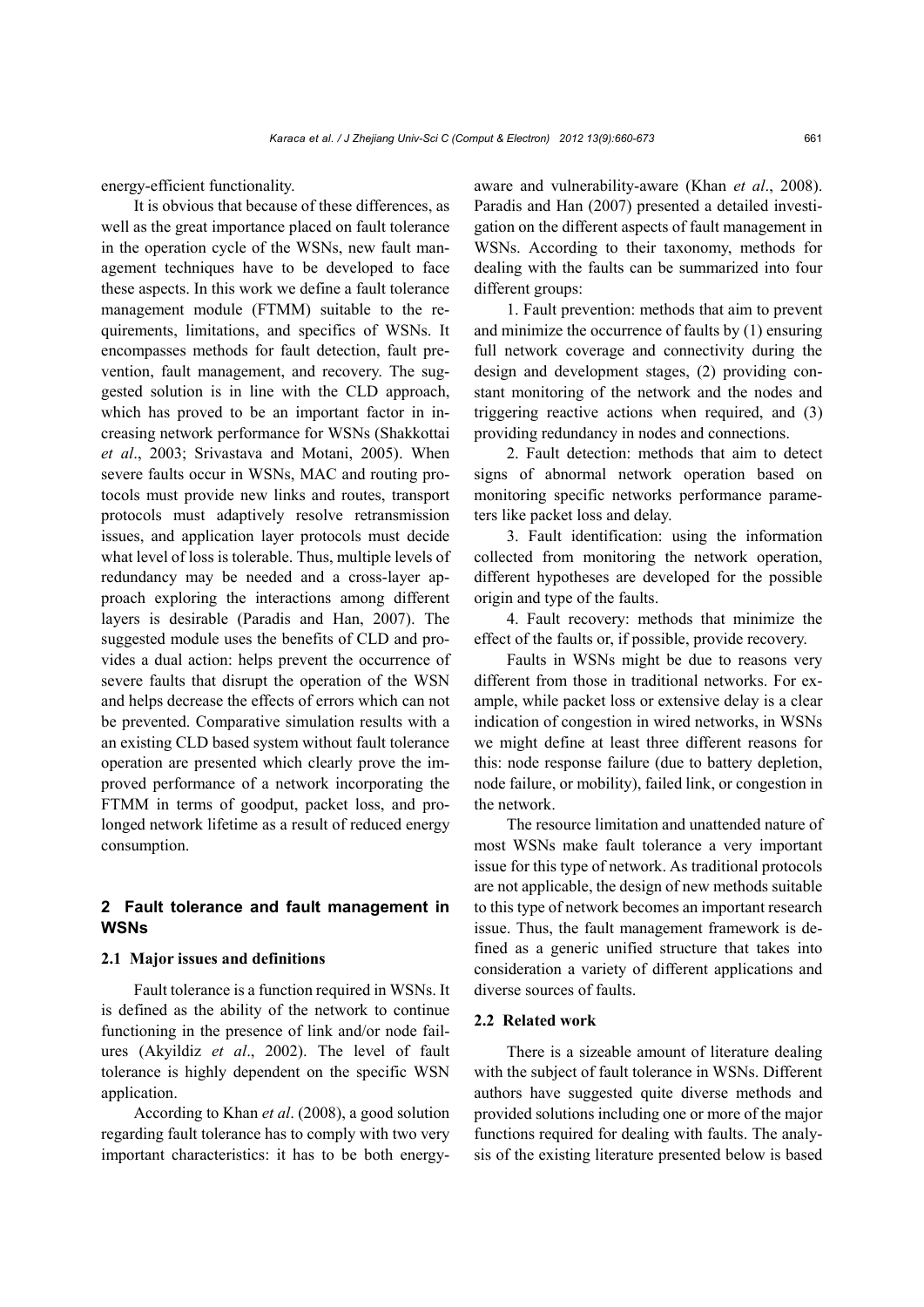energy-efficient functionality.

It is obvious that because of these differences, as well as the great importance placed on fault tolerance in the operation cycle of the WSNs, new fault management techniques have to be developed to face these aspects. In this work we define a fault tolerance management module (FTMM) suitable to the requirements, limitations, and specifics of WSNs. It encompasses methods for fault detection, fault prevention, fault management, and recovery. The suggested solution is in line with the CLD approach, which has proved to be an important factor in increasing network performance for WSNs (Shakkottai *et al*., 2003; Srivastava and Motani, 2005). When severe faults occur in WSNs, MAC and routing protocols must provide new links and routes, transport protocols must adaptively resolve retransmission issues, and application layer protocols must decide what level of loss is tolerable. Thus, multiple levels of redundancy may be needed and a cross-layer approach exploring the interactions among different layers is desirable (Paradis and Han, 2007). The suggested module uses the benefits of CLD and provides a dual action: helps prevent the occurrence of severe faults that disrupt the operation of the WSN and helps decrease the effects of errors which can not be prevented. Comparative simulation results with a an existing CLD based system without fault tolerance operation are presented which clearly prove the improved performance of a network incorporating the FTMM in terms of goodput, packet loss, and prolonged network lifetime as a result of reduced energy consumption.

## 2 Fault tolerance and fault management in WSNs

### 2.1 Major issues and definitions

Fault tolerance is a function required in WSNs. It is defined as the ability of the network to continue functioning in the presence of link and/or node failures (Akyildiz *et al*., 2002). The level of fault tolerance is highly dependent on the specific WSN application.

According to Khan *et al*. (2008), a good solution regarding fault tolerance has to comply with two very important characteristics: it has to be both energy-aware and vulnerability-aware (Khan *et al*., 2008). Paradis and Han (2007) presented a detailed investigation on the different aspects of fault management in WSNs. According to their taxonomy, methods for dealing with the faults can be summarized into four different groups:

1. Fault prevention: methods that aim to prevent and minimize the occurrence of faults by (1) ensuring full network coverage and connectivity during the design and development stages, (2) providing constant monitoring of the network and the nodes and triggering reactive actions when required, and (3) providing redundancy in nodes and connections.

2. Fault detection: methods that aim to detect signs of abnormal network operation based on monitoring specific networks performance parameters like packet loss and delay.

3. Fault identification: using the information collected from monitoring the network operation, different hypotheses are developed for the possible origin and type of the faults.

4. Fault recovery: methods that minimize the effect of the faults or, if possible, provide recovery.

Faults in WSNs might be due to reasons very different from those in traditional networks. For example, while packet loss or extensive delay is a clear indication of congestion in wired networks, in WSNs we might define at least three different reasons for this: node response failure (due to battery depletion, node failure, or mobility), failed link, or congestion in the network.

The resource limitation and unattended nature of most WSNs make fault tolerance a very important issue for this type of network. As traditional protocols are not applicable, the design of new methods suitable to this type of network becomes an important research issue. Thus, the fault management framework is defined as a generic unified structure that takes into consideration a variety of different applications and diverse sources of faults.

### 2.2 Related work

There is a sizeable amount of literature dealing with the subject of fault tolerance in WSNs. Different authors have suggested quite diverse methods and provided solutions including one or more of the major functions required for dealing with faults. The analysis of the existing literature presented below is based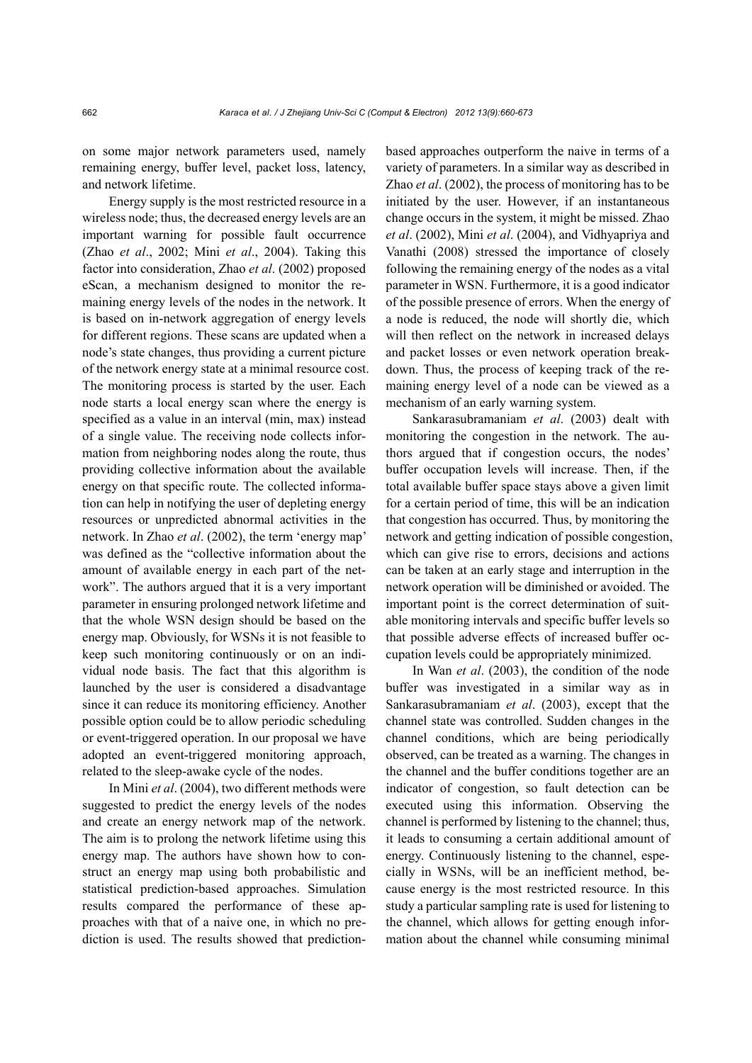on some major network parameters used, namely remaining energy, buffer level, packet loss, latency, and network lifetime.

Energy supply is the most restricted resource in a wireless node; thus, the decreased energy levels are an important warning for possible fault occurrence (Zhao *et al*., 2002; Mini *et al*., 2004). Taking this factor into consideration, Zhao *et al*. (2002) proposed eScan, a mechanism designed to monitor the remaining energy levels of the nodes in the network. It is based on in-network aggregation of energy levels for different regions. These scans are updated when a node's state changes, thus providing a current picture of the network energy state at a minimal resource cost. The monitoring process is started by the user. Each node starts a local energy scan where the energy is specified as a value in an interval (min, max) instead of a single value. The receiving node collects information from neighboring nodes along the route, thus providing collective information about the available energy on that specific route. The collected information can help in notifying the user of depleting energy resources or unpredicted abnormal activities in the network. In Zhao *et al*. (2002), the term 'energy map' was defined as the "collective information about the amount of available energy in each part of the network". The authors argued that it is a very important parameter in ensuring prolonged network lifetime and that the whole WSN design should be based on the energy map. Obviously, for WSNs it is not feasible to keep such monitoring continuously or on an individual node basis. The fact that this algorithm is launched by the user is considered a disadvantage since it can reduce its monitoring efficiency. Another possible option could be to allow periodic scheduling or event-triggered operation. In our proposal we have adopted an event-triggered monitoring approach, related to the sleep-awake cycle of the nodes.

In Mini *et al*. (2004), two different methods were suggested to predict the energy levels of the nodes and create an energy network map of the network. The aim is to prolong the network lifetime using this energy map. The authors have shown how to construct an energy map using both probabilistic and statistical prediction-based approaches. Simulation results compared the performance of these approaches with that of a naive one, in which no prediction is used. The results showed that prediction-based approaches outperform the naive in terms of a variety of parameters. In a similar way as described in Zhao *et al*. (2002), the process of monitoring has to be initiated by the user. However, if an instantaneous change occurs in the system, it might be missed. Zhao *et al*. (2002), Mini *et al*. (2004), and Vidhyapriya and Vanathi (2008) stressed the importance of closely following the remaining energy of the nodes as a vital parameter in WSN. Furthermore, it is a good indicator of the possible presence of errors. When the energy of a node is reduced, the node will shortly die, which will then reflect on the network in increased delays and packet losses or even network operation breakdown. Thus, the process of keeping track of the remaining energy level of a node can be viewed as a mechanism of an early warning system.

Sankarasubramaniam *et al*. (2003) dealt with monitoring the congestion in the network. The authors argued that if congestion occurs, the nodes' buffer occupation levels will increase. Then, if the total available buffer space stays above a given limit for a certain period of time, this will be an indication that congestion has occurred. Thus, by monitoring the network and getting indication of possible congestion, which can give rise to errors, decisions and actions can be taken at an early stage and interruption in the network operation will be diminished or avoided. The important point is the correct determination of suitable monitoring intervals and specific buffer levels so that possible adverse effects of increased buffer occupation levels could be appropriately minimized.

In Wan *et al*. (2003), the condition of the node buffer was investigated in a similar way as in Sankarasubramaniam *et al*. (2003), except that the channel state was controlled. Sudden changes in the channel conditions, which are being periodically observed, can be treated as a warning. The changes in the channel and the buffer conditions together are an indicator of congestion, so fault detection can be executed using this information. Observing the channel is performed by listening to the channel; thus, it leads to consuming a certain additional amount of energy. Continuously listening to the channel, especially in WSNs, will be an inefficient method, because energy is the most restricted resource. In this study a particular sampling rate is used for listening to the channel, which allows for getting enough information about the channel while consuming minimal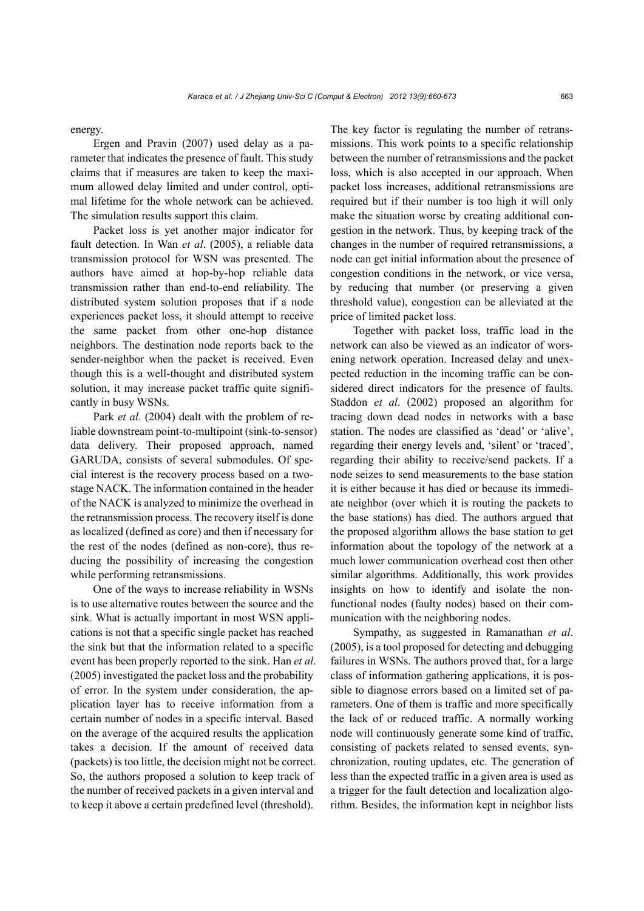energy.

Ergen and Pravin (2007) used delay as a parameter that indicates the presence of fault. This study claims that if measures are taken to keep the maximum allowed delay limited and under control, optimal lifetime for the whole network can be achieved. The simulation results support this claim.

Packet loss is yet another major indicator for fault detection. In Wan *et al*. (2005), a reliable data transmission protocol for WSN was presented. The authors have aimed at hop-by-hop reliable data transmission rather than end-to-end reliability. The distributed system solution proposes that if a node experiences packet loss, it should attempt to receive the same packet from other one-hop distance neighbors. The destination node reports back to the sender-neighbor when the packet is received. Even though this is a well-thought and distributed system solution, it may increase packet traffic quite significantly in busy WSNs.

Park *et al*. (2004) dealt with the problem of reliable downstream point-to-multipoint (sink-to-sensor) data delivery. Their proposed approach, named GARUDA, consists of several submodules. Of special interest is the recovery process based on a two-stage NACK. The information contained in the header of the NACK is analyzed to minimize the overhead in the retransmission process. The recovery itself is done as localized (defined as core) and then if necessary for the rest of the nodes (defined as non-core), thus reducing the possibility of increasing the congestion while performing retransmissions.

One of the ways to increase reliability in WSNs is to use alternative routes between the source and the sink. What is actually important in most WSN applications is not that a specific single packet has reached the sink but that the information related to a specific event has been properly reported to the sink. Han *et al*. (2005) investigated the packet loss and the probability of error. In the system under consideration, the application layer has to receive information from a certain number of nodes in a specific interval. Based on the average of the acquired results the application takes a decision. If the amount of received data (packets) is too little, the decision might not be correct. So, the authors proposed a solution to keep track of the number of received packets in a given interval and to keep it above a certain predefined level (threshold). The key factor is regulating the number of retransmissions. This work points to a specific relationship between the number of retransmissions and the packet loss, which is also accepted in our approach. When packet loss increases, additional retransmissions are required but if their number is too high it will only make the situation worse by creating additional congestion in the network. Thus, by keeping track of the changes in the number of required retransmissions, a node can get initial information about the presence of congestion conditions in the network, or vice versa, by reducing that number (or preserving a given threshold value), congestion can be alleviated at the price of limited packet loss.

Together with packet loss, traffic load in the network can also be viewed as an indicator of worsening network operation. Increased delay and unexpected reduction in the incoming traffic can be considered direct indicators for the presence of faults. Staddon *et al*. (2002) proposed an algorithm for tracing down dead nodes in networks with a base station. The nodes are classified as 'dead' or 'alive', regarding their energy levels and, 'silent' or 'traced', regarding their ability to receive/send packets. If a node seizes to send measurements to the base station it is either because it has died or because its immediate neighbor (over which it is routing the packets to the base stations) has died. The authors argued that the proposed algorithm allows the base station to get information about the topology of the network at a much lower communication overhead cost then other similar algorithms. Additionally, this work provides insights on how to identify and isolate the nonfunctional nodes (faulty nodes) based on their communication with the neighboring nodes.

Sympathy, as suggested in Ramanathan *et al*. (2005), is a tool proposed for detecting and debugging failures in WSNs. The authors proved that, for a large class of information gathering applications, it is possible to diagnose errors based on a limited set of parameters. One of them is traffic and more specifically the lack of or reduced traffic. A normally working node will continuously generate some kind of traffic, consisting of packets related to sensed events, synchronization, routing updates, etc. The generation of less than the expected traffic in a given area is used as a trigger for the fault detection and localization algorithm. Besides, the information kept in neighbor lists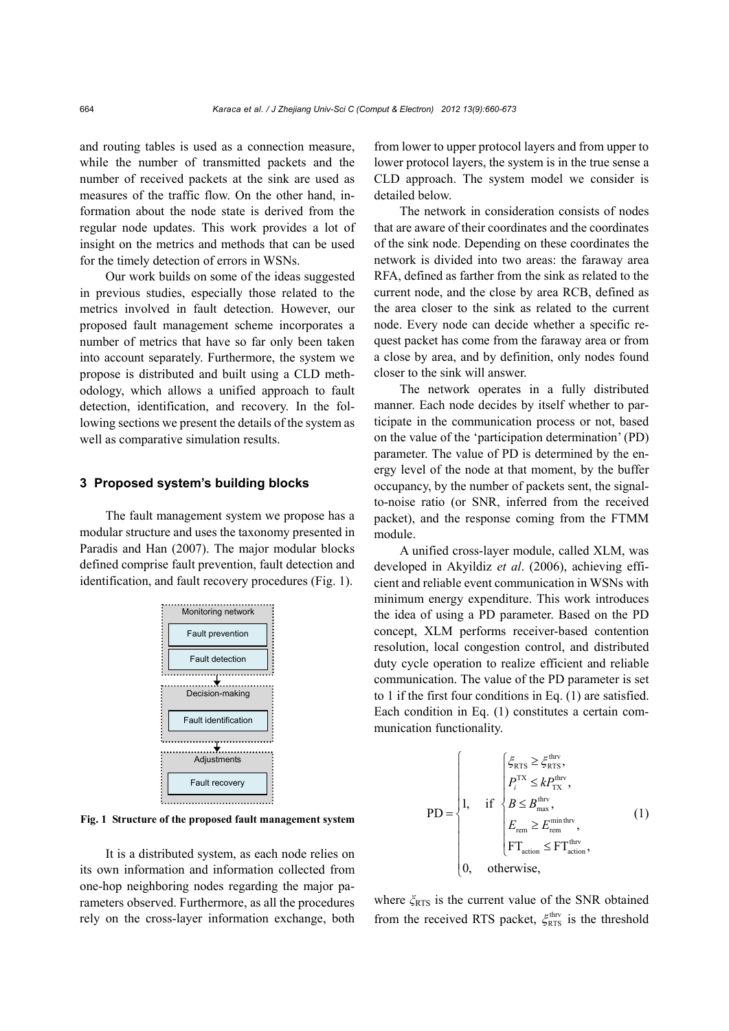and routing tables is used as a connection measure, while the number of transmitted packets and the number of received packets at the sink are used as measures of the traffic flow. On the other hand, information about the node state is derived from the regular node updates. This work provides a lot of insight on the metrics and methods that can be used for the timely detection of errors in WSNs.

Our work builds on some of the ideas suggested in previous studies, especially those related to the metrics involved in fault detection. However, our proposed fault management scheme incorporates a number of metrics that have so far only been taken into account separately. Furthermore, the system we propose is distributed and built using a CLD methodology, which allows a unified approach to fault detection, identification, and recovery. In the following sections we present the details of the system as well as comparative simulation results.

## 3 Proposed system's building blocks

The fault management system we propose has a modular structure and uses the taxonomy presented in Paradis and Han (2007). The major modular blocks defined comprise fault prevention, fault detection and identification, and fault recovery procedures (Fig. 1).

Monitoring network

Fault prevention

Fault detection

Decision-making

Fault identification

Adjustments

Fault recovery

**Fig. 1 Structure of the proposed fault management system**

It is a distributed system, as each node relies on its own information and information collected from one-hop neighboring nodes regarding the major parameters observed. Furthermore, as all the procedures rely on the cross-layer information exchange, both from lower to upper protocol layers and from upper to lower protocol layers, the system is in the true sense a CLD approach. The system model we consider is detailed below.

The network in consideration consists of nodes that are aware of their coordinates and the coordinates of the sink node. Depending on these coordinates the network is divided into two areas: the faraway area RFA, defined as farther from the sink as related to the current node, and the close by area RCB, defined as the area closer to the sink as related to the current node. Every node can decide whether a specific request packet has come from the faraway area or from a close by area, and by definition, only nodes found closer to the sink will answer.

The network operates in a fully distributed manner. Each node decides by itself whether to participate in the communication process or not, based on the value of the 'participation determination' (PD) parameter. The value of PD is determined by the energy level of the node at that moment, by the buffer occupancy, by the number of packets sent, the signal-to-noise ratio (or SNR, inferred from the received packet), and the response coming from the FTMM module.

A unified cross-layer module, called XLM, was developed in Akyildiz *et al*. (2006), achieving efficient and reliable event communication in WSNs with minimum energy expenditure. This work introduces the idea of using a PD parameter. Based on the PD concept, XLM performs receiver-based contention resolution, local congestion control, and distributed duty cycle operation to realize efficient and reliable communication. The value of the PD parameter is set to 1 if the first four conditions in Eq. (1) are satisfied. Each condition in Eq. (1) constitutes a certain communication functionality.

$$
\mathrm{PD}=\begin{cases}1, & \text{if } \begin{cases}\xi_{\mathrm{RTS}} \geq \xi_{\mathrm{RTS}}^{\mathrm{thrv}},\\ P_i^{\mathrm{TX}} \leq kP_{\mathrm{TX}}^{\mathrm{thrv}},\\ B \leq B_{\max}^{\mathrm{thrv}},\\ E_{\mathrm{rem}} \geq E_{\mathrm{rem}}^{\min\,\mathrm{thrv}},\\ \mathrm{FT}_{\mathrm{action}} \leq \mathrm{FT}_{\mathrm{action}}^{\mathrm{thrv}},\end{cases}\\ 0, & \text{otherwise,}\end{cases} \tag{1}
$$

where $\xi_{\mathrm{RTS}}$ is the current value of the SNR obtained from the received RTS packet, $\xi_{\mathrm{RTS}}^{\mathrm{thrv}}$ is the threshold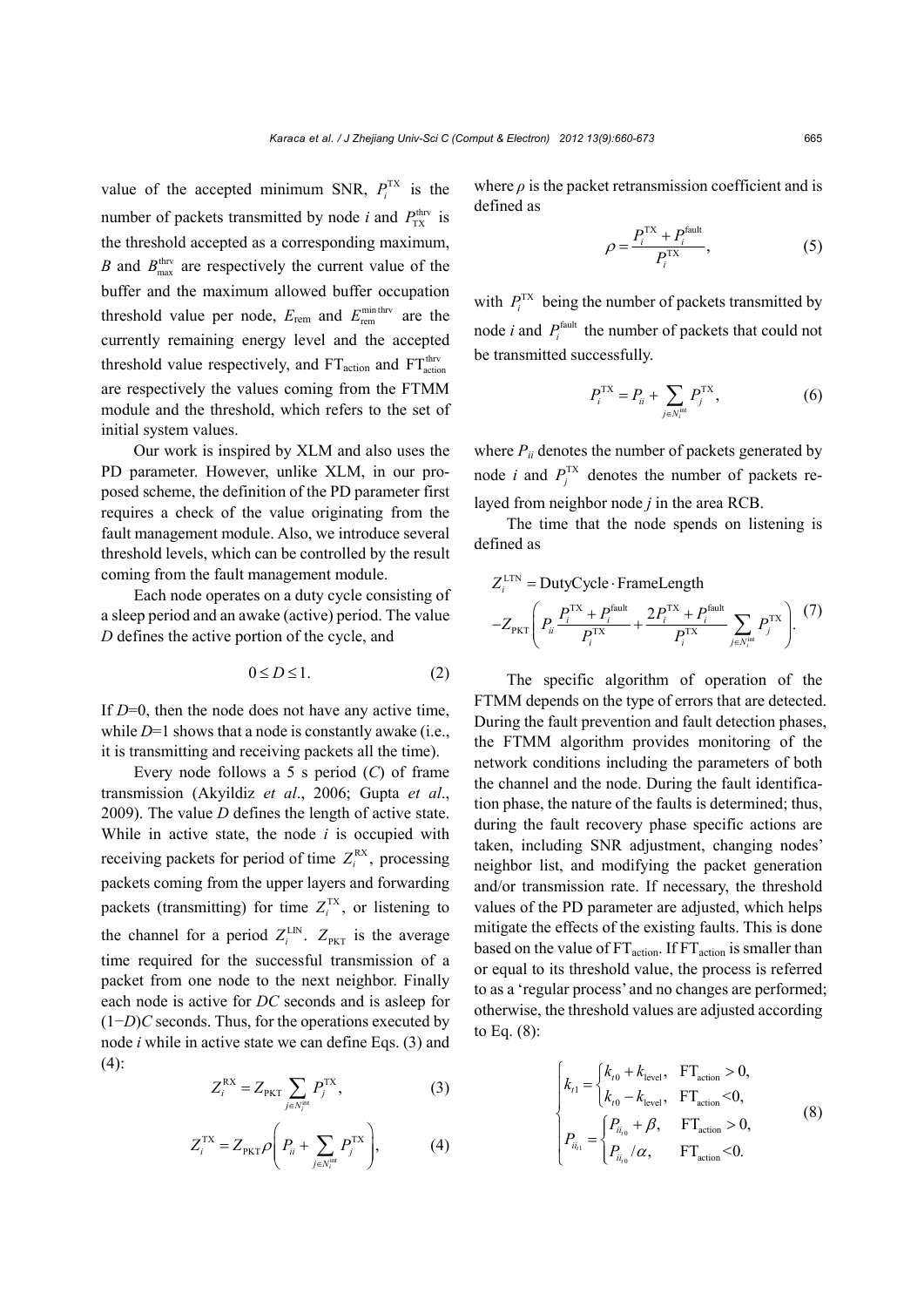value of the accepted minimum SNR, $P_i^{\text{TX}}$ is the number of packets transmitted by node *i* and $P_{\text{TX}}^{\text{thrv}}$ is the threshold accepted as a corresponding maximum, $B$ and $B_{\max}^{\text{thrv}}$ are respectively the current value of the buffer and the maximum allowed buffer occupation threshold value per node, $E_{\text{rem}}$ and $E_{\text{rem}}^{\min\text{thrv}}$ are the currently remaining energy level and the accepted threshold value respectively, and $\text{FT}_{\text{action}}$ and $\text{FT}_{\text{action}}^{\text{thrv}}$ are respectively the values coming from the FTMM module and the threshold, which refers to the set of initial system values.

Our work is inspired by XLM and also uses the PD parameter. However, unlike XLM, in our proposed scheme, the definition of the PD parameter first requires a check of the value originating from the fault management module. Also, we introduce several threshold levels, which can be controlled by the result coming from the fault management module.

Each node operates on a duty cycle consisting of a sleep period and an awake (active) period. The value $D$ defines the active portion of the cycle, and

$$0 \le D \le 1. \tag{2}$$

If $D$=0, then the node does not have any active time, while $D$=1 shows that a node is constantly awake (i.e., it is transmitting and receiving packets all the time).

Every node follows a 5 s period ($C$) of frame transmission (Akyildiz *et al*., 2006; Gupta *et al*., 2009). The value $D$ defines the length of active state. While in active state, the node *i* is occupied with receiving packets for period of time $Z_i^{\text{RX}}$, processing packets coming from the upper layers and forwarding packets (transmitting) for time $Z_i^{\text{TX}}$, or listening to the channel for a period $Z_i^{\text{LIN}}$. $Z_{\text{PKT}}$ is the average time required for the successful transmission of a packet from one node to the next neighbor. Finally each node is active for $DC$ seconds and is asleep for $(1-D)C$ seconds. Thus, for the operations executed by node *i* while in active state we can define Eqs. (3) and (4):

$$Z_i^{\text{RX}} = Z_{\text{PKT}} \sum_{j \in N_i^{\text{int}}} P_j^{\text{TX}}, \tag{3}$$

$$Z_i^{\text{TX}} = Z_{\text{PKT}} \rho \left( P_{ii} + \sum_{j \in N_i^{\text{int}}} P_j^{\text{TX}} \right), \tag{4}$$

where $\rho$ is the packet retransmission coefficient and is defined as

$$\rho = \frac{P_i^{\text{TX}} + P_i^{\text{fault}}}{P_i^{\text{TX}}}, \tag{5}$$

with $P_i^{\text{TX}}$ being the number of packets transmitted by node *i* and $P_i^{\text{fault}}$ the number of packets that could not be transmitted successfully.

$$P_i^{\text{TX}} = P_{ii} + \sum_{j \in N_i^{\text{int}}} P_j^{\text{TX}}, \tag{6}$$

where $P_{ii}$ denotes the number of packets generated by node *i* and $P_j^{\text{TX}}$ denotes the number of packets relayed from neighbor node *j* in the area RCB.

The time that the node spends on listening is defined as

$$Z_i^{\text{LTN}} = \text{DutyCycle} \cdot \text{FrameLength} - Z_{\text{PKT}} \left( P_{ii} \frac{P_i^{\text{TX}} + P_i^{\text{fault}}}{P_i^{\text{TX}}} + \frac{2P_i^{\text{TX}} + P_i^{\text{fault}}}{P_i^{\text{TX}}} \sum_{j \in N_i^{\text{int}}} P_j^{\text{TX}} \right). \tag{7}$$

The specific algorithm of operation of the FTMM depends on the type of errors that are detected. During the fault prevention and fault detection phases, the FTMM algorithm provides monitoring of the network conditions including the parameters of both the channel and the node. During the fault identification phase, the nature of the faults is determined; thus, during the fault recovery phase specific actions are taken, including SNR adjustment, changing nodes' neighbor list, and modifying the packet generation and/or transmission rate. If necessary, the threshold values of the PD parameter are adjusted, which helps mitigate the effects of the existing faults. This is done based on the value of $\text{FT}_{\text{action}}$. If $\text{FT}_{\text{action}}$ is smaller than or equal to its threshold value, the process is referred to as a 'regular process' and no changes are performed; otherwise, the threshold values are adjusted according to Eq. (8):

$$\begin{cases} k_{t1} = \begin{cases} k_{t0} + k_{\text{level}}, & \text{FT}_{\text{action}} > 0, \\ k_{t0} - k_{\text{level}}, & \text{FT}_{\text{action}} < 0, \end{cases} \\ P_{ii_{t1}} = \begin{cases} P_{ii_{t0}} + \beta, & \text{FT}_{\text{action}} > 0, \\ P_{ii_{t0}} / \alpha, & \text{FT}_{\text{action}} < 0. \end{cases} \end{cases} \tag{8}$$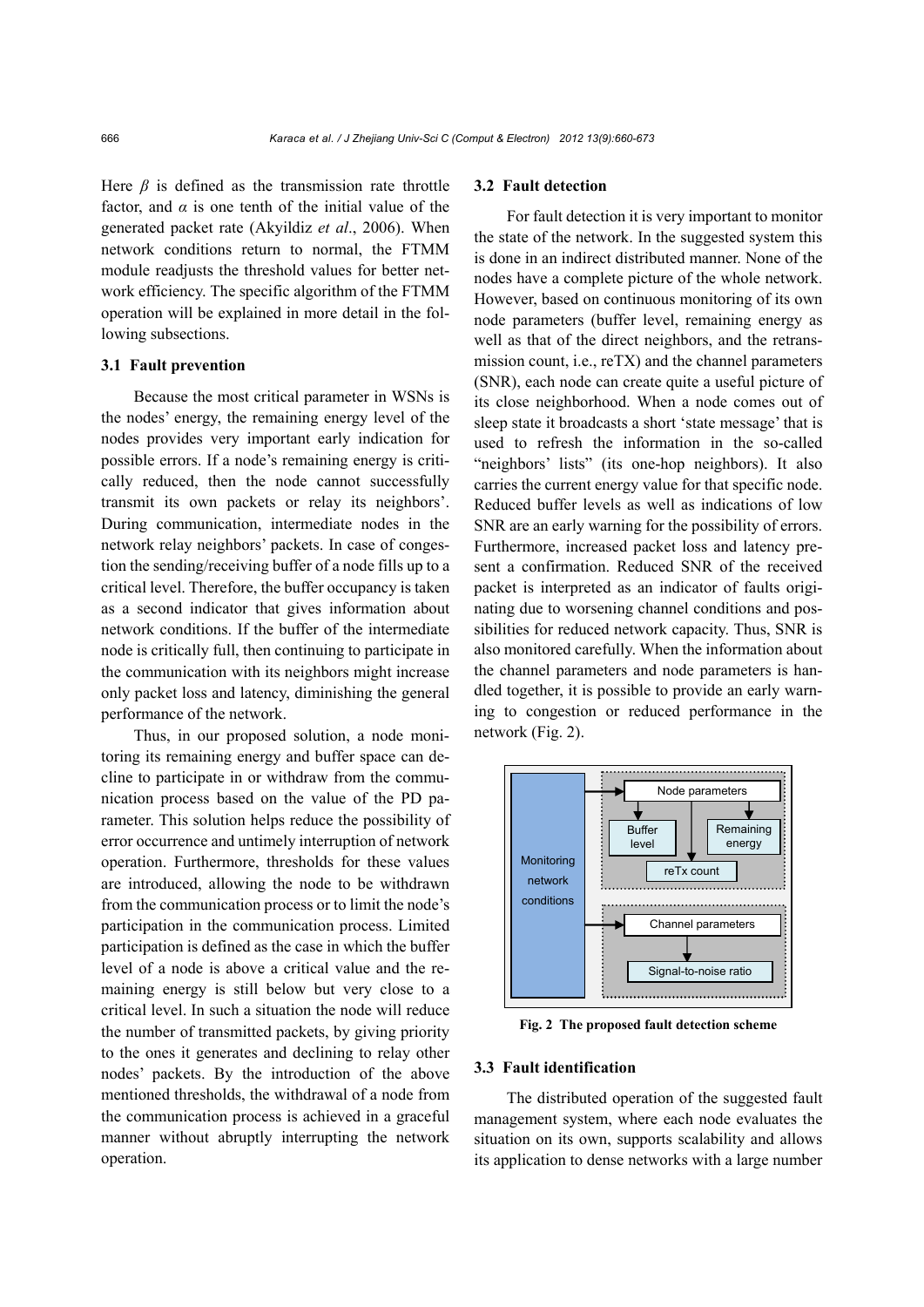Here $\beta$ is defined as the transmission rate throttle factor, and $\alpha$ is one tenth of the initial value of the generated packet rate (Akyildiz *et al*., 2006). When network conditions return to normal, the FTMM module readjusts the threshold values for better network efficiency. The specific algorithm of the FTMM operation will be explained in more detail in the following subsections.

### 3.1 Fault prevention

Because the most critical parameter in WSNs is the nodes' energy, the remaining energy level of the nodes provides very important early indication for possible errors. If a node's remaining energy is critically reduced, then the node cannot successfully transmit its own packets or relay its neighbors'. During communication, intermediate nodes in the network relay neighbors' packets. In case of congestion the sending/receiving buffer of a node fills up to a critical level. Therefore, the buffer occupancy is taken as a second indicator that gives information about network conditions. If the buffer of the intermediate node is critically full, then continuing to participate in the communication with its neighbors might increase only packet loss and latency, diminishing the general performance of the network.

Thus, in our proposed solution, a node monitoring its remaining energy and buffer space can decline to participate in or withdraw from the communication process based on the value of the PD parameter. This solution helps reduce the possibility of error occurrence and untimely interruption of network operation. Furthermore, thresholds for these values are introduced, allowing the node to be withdrawn from the communication process or to limit the node's participation in the communication process. Limited participation is defined as the case in which the buffer level of a node is above a critical value and the remaining energy is still below but very close to a critical level. In such a situation the node will reduce the number of transmitted packets, by giving priority to the ones it generates and declining to relay other nodes' packets. By the introduction of the above mentioned thresholds, the withdrawal of a node from the communication process is achieved in a graceful manner without abruptly interrupting the network operation.

### 3.2 Fault detection

For fault detection it is very important to monitor the state of the network. In the suggested system this is done in an indirect distributed manner. None of the nodes have a complete picture of the whole network. However, based on continuous monitoring of its own node parameters (buffer level, remaining energy as well as that of the direct neighbors, and the retransmission count, i.e., reTX) and the channel parameters (SNR), each node can create quite a useful picture of its close neighborhood. When a node comes out of sleep state it broadcasts a short 'state message' that is used to refresh the information in the so-called "neighbors' lists" (its one-hop neighbors). It also carries the current energy value for that specific node. Reduced buffer levels as well as indications of low SNR are an early warning for the possibility of errors. Furthermore, increased packet loss and latency present a confirmation. Reduced SNR of the received packet is interpreted as an indicator of faults originating due to worsening channel conditions and possibilities for reduced network capacity. Thus, SNR is also monitored carefully. When the information about the channel parameters and node parameters is handled together, it is possible to provide an early warning to congestion or reduced performance in the network (Fig. 2).

Monitoring network conditions

Node parameters

Buffer level

Remaining energy

reTx count

Channel parameters

Signal-to-noise ratio

**Fig. 2 The proposed fault detection scheme**

### 3.3 Fault identification

The distributed operation of the suggested fault management system, where each node evaluates the situation on its own, supports scalability and allows its application to dense networks with a large number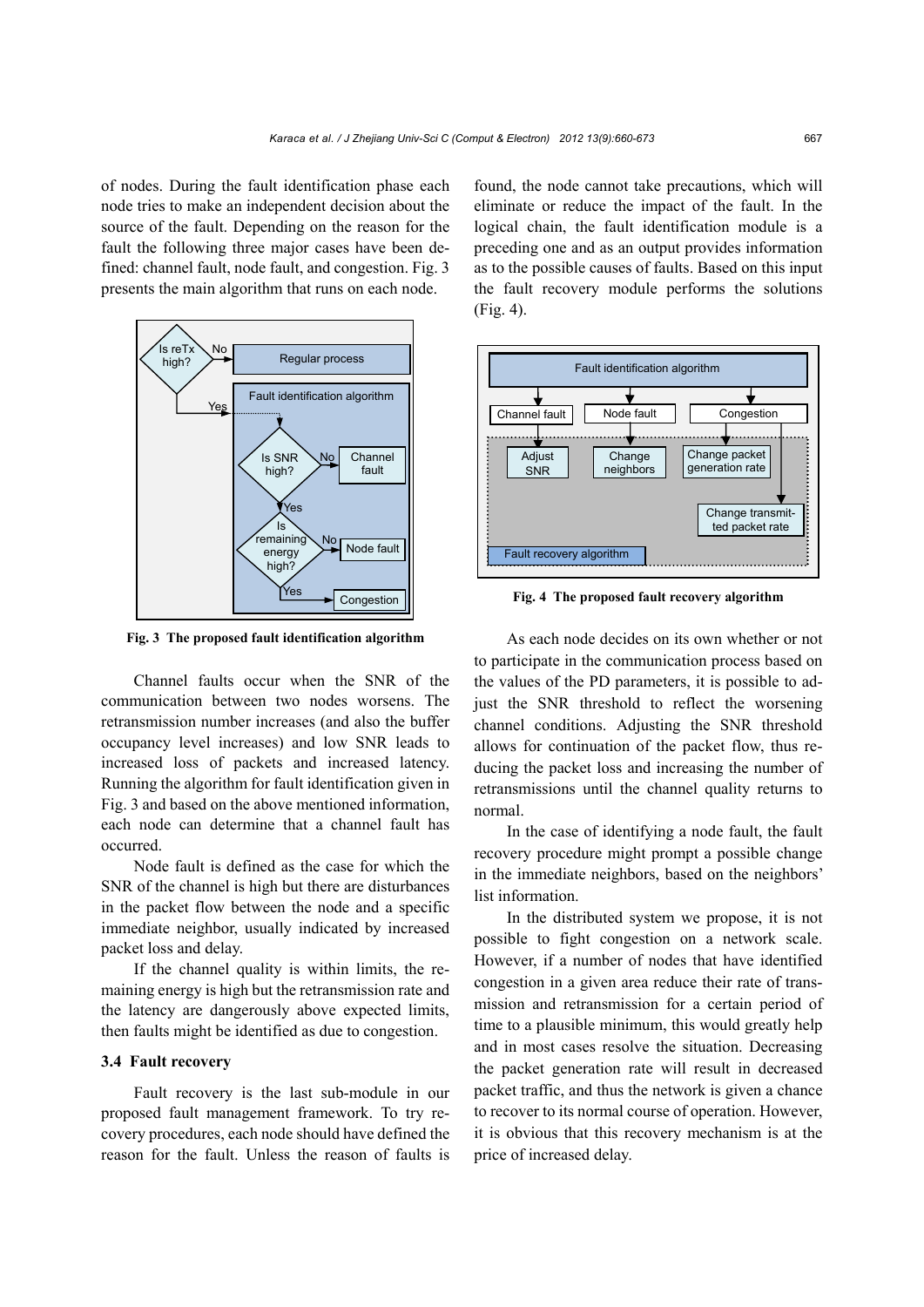of nodes. During the fault identification phase each node tries to make an independent decision about the source of the fault. Depending on the reason for the fault the following three major cases have been defined: channel fault, node fault, and congestion. Fig. 3 presents the main algorithm that runs on each node.

Is reTx high?
No
Regular process
Yes
Fault identification algorithm
Is SNR high?
No
Channel fault
Yes
Is remaining energy high?
No
Node fault
Yes
Congestion

**Fig. 3 The proposed fault identification algorithm**

Channel faults occur when the SNR of the communication between two nodes worsens. The retransmission number increases (and also the buffer occupancy level increases) and low SNR leads to increased loss of packets and increased latency. Running the algorithm for fault identification given in Fig. 3 and based on the above mentioned information, each node can determine that a channel fault has occurred.

Node fault is defined as the case for which the SNR of the channel is high but there are disturbances in the packet flow between the node and a specific immediate neighbor, usually indicated by increased packet loss and delay.

If the channel quality is within limits, the remaining energy is high but the retransmission rate and the latency are dangerously above expected limits, then faults might be identified as due to congestion.

### 3.4 Fault recovery

Fault recovery is the last sub-module in our proposed fault management framework. To try recovery procedures, each node should have defined the reason for the fault. Unless the reason of faults is found, the node cannot take precautions, which will eliminate or reduce the impact of the fault. In the logical chain, the fault identification module is a preceding one and as an output provides information as to the possible causes of faults. Based on this input the fault recovery module performs the solutions (Fig. 4).

Fault identification algorithm
Channel fault
Node fault
Congestion
Adjust SNR
Change neighbors
Change packet generation rate
Change transmitted packet rate
Fault recovery algorithm

**Fig. 4 The proposed fault recovery algorithm**

As each node decides on its own whether or not to participate in the communication process based on the values of the PD parameters, it is possible to adjust the SNR threshold to reflect the worsening channel conditions. Adjusting the SNR threshold allows for continuation of the packet flow, thus reducing the packet loss and increasing the number of retransmissions until the channel quality returns to normal.

In the case of identifying a node fault, the fault recovery procedure might prompt a possible change in the immediate neighbors, based on the neighbors' list information.

In the distributed system we propose, it is not possible to fight congestion on a network scale. However, if a number of nodes that have identified congestion in a given area reduce their rate of transmission and retransmission for a certain period of time to a plausible minimum, this would greatly help and in most cases resolve the situation. Decreasing the packet generation rate will result in decreased packet traffic, and thus the network is given a chance to recover to its normal course of operation. However, it is obvious that this recovery mechanism is at the price of increased delay.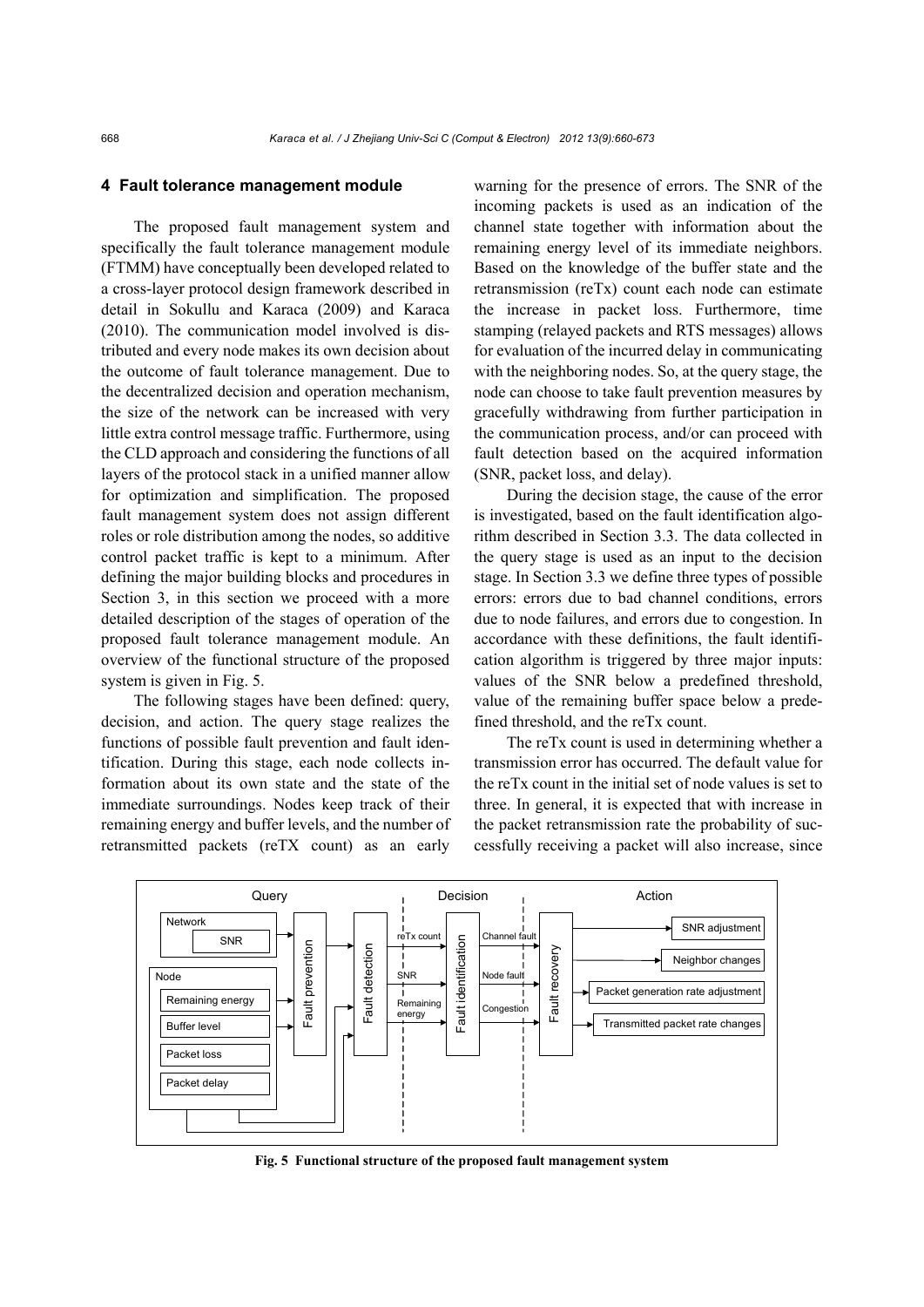## 4 Fault tolerance management module

The proposed fault management system and specifically the fault tolerance management module (FTMM) have conceptually been developed related to a cross-layer protocol design framework described in detail in Sokullu and Karaca (2009) and Karaca (2010). The communication model involved is distributed and every node makes its own decision about the outcome of fault tolerance management. Due to the decentralized decision and operation mechanism, the size of the network can be increased with very little extra control message traffic. Furthermore, using the CLD approach and considering the functions of all layers of the protocol stack in a unified manner allow for optimization and simplification. The proposed fault management system does not assign different roles or role distribution among the nodes, so additive control packet traffic is kept to a minimum. After defining the major building blocks and procedures in Section 3, in this section we proceed with a more detailed description of the stages of operation of the proposed fault tolerance management module. An overview of the functional structure of the proposed system is given in Fig. 5.

The following stages have been defined: query, decision, and action. The query stage realizes the functions of possible fault prevention and fault identification. During this stage, each node collects information about its own state and the state of the immediate surroundings. Nodes keep track of their remaining energy and buffer levels, and the number of retransmitted packets (reTX count) as an early warning for the presence of errors. The SNR of the incoming packets is used as an indication of the channel state together with information about the remaining energy level of its immediate neighbors. Based on the knowledge of the buffer state and the retransmission (reTx) count each node can estimate the increase in packet loss. Furthermore, time stamping (relayed packets and RTS messages) allows for evaluation of the incurred delay in communicating with the neighboring nodes. So, at the query stage, the node can choose to take fault prevention measures by gracefully withdrawing from further participation in the communication process, and/or can proceed with fault detection based on the acquired information (SNR, packet loss, and delay).

During the decision stage, the cause of the error is investigated, based on the fault identification algorithm described in Section 3.3. The data collected in the query stage is used as an input to the decision stage. In Section 3.3 we define three types of possible errors: errors due to bad channel conditions, errors due to node failures, and errors due to congestion. In accordance with these definitions, the fault identification algorithm is triggered by three major inputs: values of the SNR below a predefined threshold, value of the remaining buffer space below a predefined threshold, and the reTx count.

The reTx count is used in determining whether a transmission error has occurred. The default value for the reTx count in the initial set of node values is set to three. In general, it is expected that with increase in the packet retransmission rate the probability of successfully receiving a packet will also increase, since

Query
Decision
Action
Network
SNR
Node
Remaining energy
Buffer level
Packet loss
Packet delay
Fault prevention
Fault detection
reTx count
SNR
Remaining energy
Fault identification
Channel fault
Node fault
Congestion
Fault recovery
SNR adjustment
Neighbor changes
Packet generation rate adjustment
Transmitted packet rate changes

**Fig. 5 Functional structure of the proposed fault management system**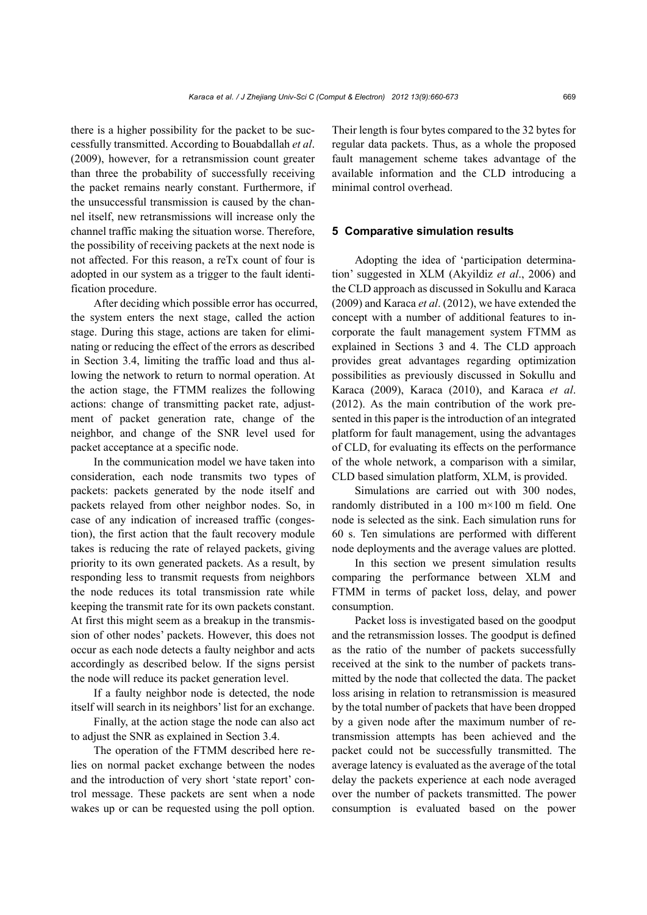there is a higher possibility for the packet to be successfully transmitted. According to Bouabdallah *et al*. (2009), however, for a retransmission count greater than three the probability of successfully receiving the packet remains nearly constant. Furthermore, if the unsuccessful transmission is caused by the channel itself, new retransmissions will increase only the channel traffic making the situation worse. Therefore, the possibility of receiving packets at the next node is not affected. For this reason, a reTx count of four is adopted in our system as a trigger to the fault identification procedure.

After deciding which possible error has occurred, the system enters the next stage, called the action stage. During this stage, actions are taken for eliminating or reducing the effect of the errors as described in Section 3.4, limiting the traffic load and thus allowing the network to return to normal operation. At the action stage, the FTMM realizes the following actions: change of transmitting packet rate, adjustment of packet generation rate, change of the neighbor, and change of the SNR level used for packet acceptance at a specific node.

In the communication model we have taken into consideration, each node transmits two types of packets: packets generated by the node itself and packets relayed from other neighbor nodes. So, in case of any indication of increased traffic (congestion), the first action that the fault recovery module takes is reducing the rate of relayed packets, giving priority to its own generated packets. As a result, by responding less to transmit requests from neighbors the node reduces its total transmission rate while keeping the transmit rate for its own packets constant. At first this might seem as a breakup in the transmission of other nodes' packets. However, this does not occur as each node detects a faulty neighbor and acts accordingly as described below. If the signs persist the node will reduce its packet generation level.

If a faulty neighbor node is detected, the node itself will search in its neighbors' list for an exchange.

Finally, at the action stage the node can also act to adjust the SNR as explained in Section 3.4.

The operation of the FTMM described here relies on normal packet exchange between the nodes and the introduction of very short 'state report' control message. These packets are sent when a node wakes up or can be requested using the poll option. Their length is four bytes compared to the 32 bytes for regular data packets. Thus, as a whole the proposed fault management scheme takes advantage of the available information and the CLD introducing a minimal control overhead.

## 5 Comparative simulation results

Adopting the idea of 'participation determination' suggested in XLM (Akyildiz *et al*., 2006) and the CLD approach as discussed in Sokullu and Karaca (2009) and Karaca *et al*. (2012), we have extended the concept with a number of additional features to incorporate the fault management system FTMM as explained in Sections 3 and 4. The CLD approach provides great advantages regarding optimization possibilities as previously discussed in Sokullu and Karaca (2009), Karaca (2010), and Karaca *et al*. (2012). As the main contribution of the work presented in this paper is the introduction of an integrated platform for fault management, using the advantages of CLD, for evaluating its effects on the performance of the whole network, a comparison with a similar, CLD based simulation platform, XLM, is provided.

Simulations are carried out with 300 nodes, randomly distributed in a 100 m×100 m field. One node is selected as the sink. Each simulation runs for 60 s. Ten simulations are performed with different node deployments and the average values are plotted.

In this section we present simulation results comparing the performance between XLM and FTMM in terms of packet loss, delay, and power consumption.

Packet loss is investigated based on the goodput and the retransmission losses. The goodput is defined as the ratio of the number of packets successfully received at the sink to the number of packets transmitted by the node that collected the data. The packet loss arising in relation to retransmission is measured by the total number of packets that have been dropped by a given node after the maximum number of retransmission attempts has been achieved and the packet could not be successfully transmitted. The average latency is evaluated as the average of the total delay the packets experience at each node averaged over the number of packets transmitted. The power consumption is evaluated based on the power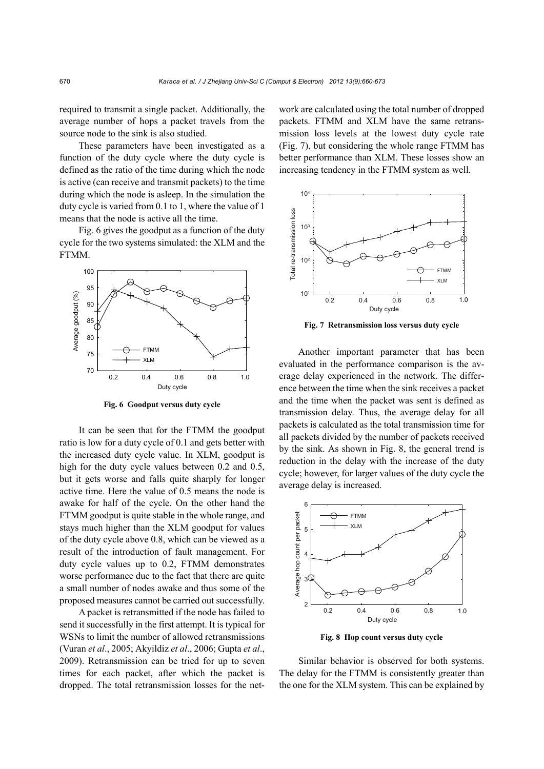required to transmit a single packet. Additionally, the average number of hops a packet travels from the source node to the sink is also studied.

These parameters have been investigated as a function of the duty cycle where the duty cycle is defined as the ratio of the time during which the node is active (can receive and transmit packets) to the time during which the node is asleep. In the simulation the duty cycle is varied from 0.1 to 1, where the value of 1 means that the node is active all the time.

Fig. 6 gives the goodput as a function of the duty cycle for the two systems simulated: the XLM and the FTMM.

**Fig. 6 Goodput versus duty cycle**

It can be seen that for the FTMM the goodput ratio is low for a duty cycle of 0.1 and gets better with the increased duty cycle value. In XLM, goodput is high for the duty cycle values between 0.2 and 0.5, but it gets worse and falls quite sharply for longer active time. Here the value of 0.5 means the node is awake for half of the cycle. On the other hand the FTMM goodput is quite stable in the whole range, and stays much higher than the XLM goodput for values of the duty cycle above 0.8, which can be viewed as a result of the introduction of fault management. For duty cycle values up to 0.2, FTMM demonstrates worse performance due to the fact that there are quite a small number of nodes awake and thus some of the proposed measures cannot be carried out successfully.

A packet is retransmitted if the node has failed to send it successfully in the first attempt. It is typical for WSNs to limit the number of allowed retransmissions (Vuran *et al*., 2005; Akyildiz *et al*., 2006; Gupta *et al*., 2009). Retransmission can be tried for up to seven times for each packet, after which the packet is dropped. The total retransmission losses for the network are calculated using the total number of dropped packets. FTMM and XLM have the same retransmission loss levels at the lowest duty cycle rate (Fig. 7), but considering the whole range FTMM has better performance than XLM. These losses show an increasing tendency in the FTMM system as well.

**Fig. 7 Retransmission loss versus duty cycle**

Another important parameter that has been evaluated in the performance comparison is the average delay experienced in the network. The difference between the time when the sink receives a packet and the time when the packet was sent is defined as transmission delay. Thus, the average delay for all packets is calculated as the total transmission time for all packets divided by the number of packets received by the sink. As shown in Fig. 8, the general trend is reduction in the delay with the increase of the duty cycle; however, for larger values of the duty cycle the average delay is increased.

**Fig. 8 Hop count versus duty cycle**

Similar behavior is observed for both systems. The delay for the FTMM is consistently greater than the one for the XLM system. This can be explained by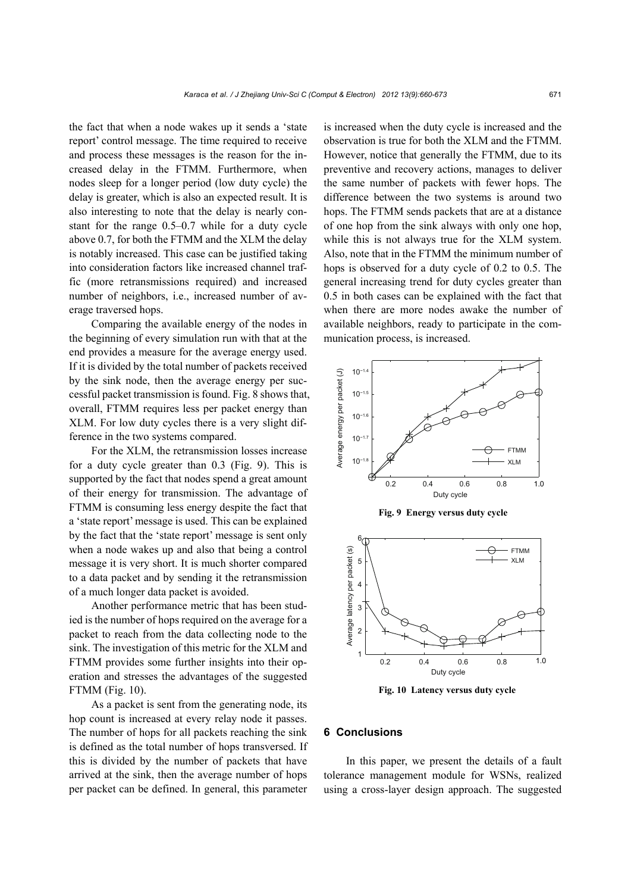the fact that when a node wakes up it sends a 'state report' control message. The time required to receive and process these messages is the reason for the increased delay in the FTMM. Furthermore, when nodes sleep for a longer period (low duty cycle) the delay is greater, which is also an expected result. It is also interesting to note that the delay is nearly constant for the range 0.5–0.7 while for a duty cycle above 0.7, for both the FTMM and the XLM the delay is notably increased. This case can be justified taking into consideration factors like increased channel traffic (more retransmissions required) and increased number of neighbors, i.e., increased number of average traversed hops.

Comparing the available energy of the nodes in the beginning of every simulation run with that at the end provides a measure for the average energy used. If it is divided by the total number of packets received by the sink node, then the average energy per successful packet transmission is found. Fig. 8 shows that, overall, FTMM requires less per packet energy than XLM. For low duty cycles there is a very slight difference in the two systems compared.

For the XLM, the retransmission losses increase for a duty cycle greater than 0.3 (Fig. 9). This is supported by the fact that nodes spend a great amount of their energy for transmission. The advantage of FTMM is consuming less energy despite the fact that a 'state report' message is used. This can be explained by the fact that the 'state report' message is sent only when a node wakes up and also that being a control message it is very short. It is much shorter compared to a data packet and by sending it the retransmission of a much longer data packet is avoided.

Another performance metric that has been studied is the number of hops required on the average for a packet to reach from the data collecting node to the sink. The investigation of this metric for the XLM and FTMM provides some further insights into their operation and stresses the advantages of the suggested FTMM (Fig. 10).

As a packet is sent from the generating node, its hop count is increased at every relay node it passes. The number of hops for all packets reaching the sink is defined as the total number of hops transversed. If this is divided by the number of packets that have arrived at the sink, then the average number of hops per packet can be defined. In general, this parameter is increased when the duty cycle is increased and the observation is true for both the XLM and the FTMM. However, notice that generally the FTMM, due to its preventive and recovery actions, manages to deliver the same number of packets with fewer hops. The difference between the two systems is around two hops. The FTMM sends packets that are at a distance of one hop from the sink always with only one hop, while this is not always true for the XLM system. Also, note that in the FTMM the minimum number of hops is observed for a duty cycle of 0.2 to 0.5. The general increasing trend for duty cycles greater than 0.5 in both cases can be explained with the fact that when there are more nodes awake the number of available neighbors, ready to participate in the communication process, is increased.

Average energy per packet (J)

$10^{-1.4}$
$10^{-1.5}$
$10^{-1.6}$
$10^{-1.7}$
$10^{-1.8}$

0.2 0.4 0.6 0.8 1.0

Duty cycle

FTMM
XLM

**Fig. 9 Energy versus duty cycle**

Average latency per packet (s)

6 5 4 3 2 1

0.2 0.4 0.6 0.8 1.0

Duty cycle

FTMM
XLM

**Fig. 10 Latency versus duty cycle**

## 6 Conclusions

In this paper, we present the details of a fault tolerance management module for WSNs, realized using a cross-layer design approach. The suggested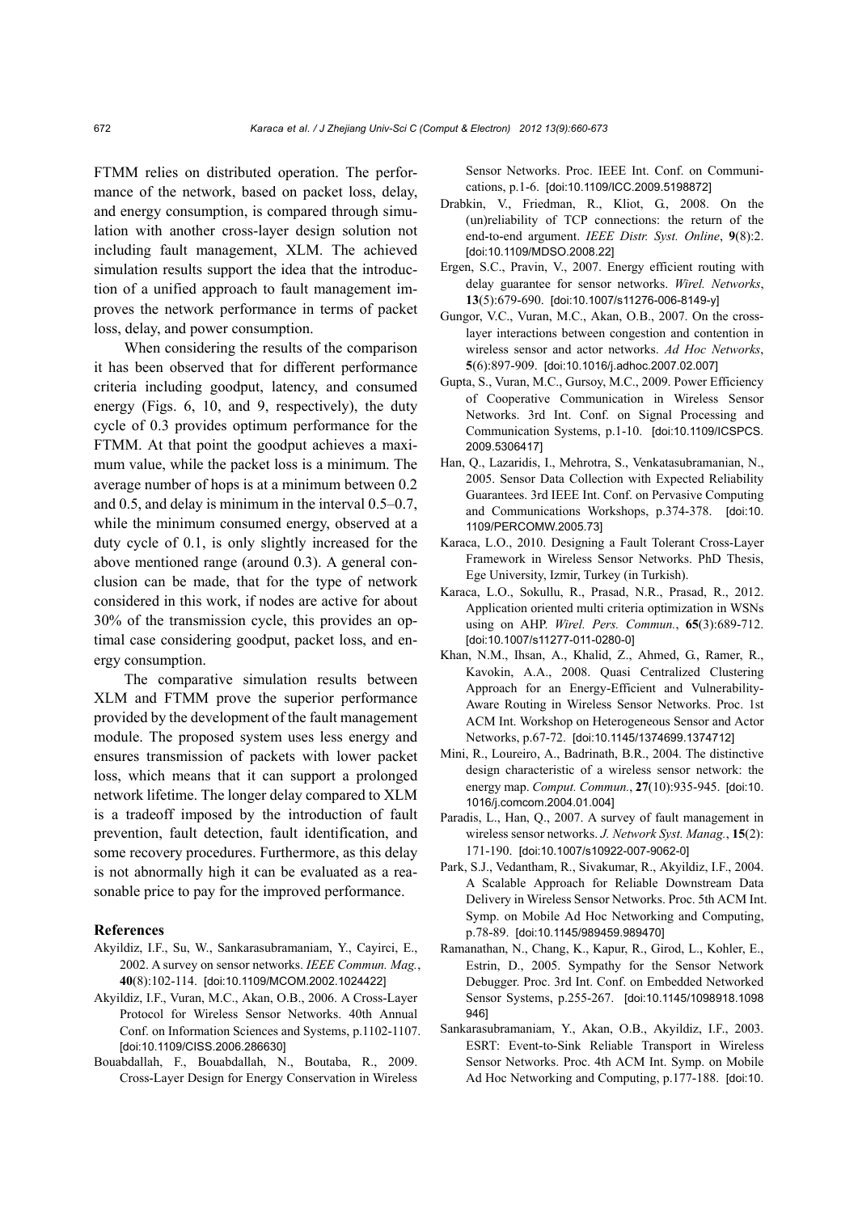FTMM relies on distributed operation. The performance of the network, based on packet loss, delay, and energy consumption, is compared through simulation with another cross-layer design solution not including fault management, XLM. The achieved simulation results support the idea that the introduction of a unified approach to fault management improves the network performance in terms of packet loss, delay, and power consumption.

When considering the results of the comparison it has been observed that for different performance criteria including goodput, latency, and consumed energy (Figs. 6, 10, and 9, respectively), the duty cycle of 0.3 provides optimum performance for the FTMM. At that point the goodput achieves a maximum value, while the packet loss is a minimum. The average number of hops is at a minimum between 0.2 and 0.5, and delay is minimum in the interval 0.5–0.7, while the minimum consumed energy, observed at a duty cycle of 0.1, is only slightly increased for the above mentioned range (around 0.3). A general conclusion can be made, that for the type of network considered in this work, if nodes are active for about 30% of the transmission cycle, this provides an optimal case considering goodput, packet loss, and energy consumption.

The comparative simulation results between XLM and FTMM prove the superior performance provided by the development of the fault management module. The proposed system uses less energy and ensures transmission of packets with lower packet loss, which means that it can support a prolonged network lifetime. The longer delay compared to XLM is a tradeoff imposed by the introduction of fault prevention, fault detection, fault identification, and some recovery procedures. Furthermore, as this delay is not abnormally high it can be evaluated as a reasonable price to pay for the improved performance.

## References

Akyildiz, I.F., Su, W., Sankarasubramaniam, Y., Cayirci, E., 2002. A survey on sensor networks. *IEEE Commun. Mag.*, **40**(8):102-114. [doi:10.1109/MCOM.2002.1024422]

Akyildiz, I.F., Vuran, M.C., Akan, O.B., 2006. A Cross-Layer Protocol for Wireless Sensor Networks. 40th Annual Conf. on Information Sciences and Systems, p.1102-1107. [doi:10.1109/CISS.2006.286630]

Bouabdallah, F., Bouabdallah, N., Boutaba, R., 2009. Cross-Layer Design for Energy Conservation in Wireless Sensor Networks. Proc. IEEE Int. Conf. on Communications, p.1-6. [doi:10.1109/ICC.2009.5198872]

Drabkin, V., Friedman, R., Kliot, G., 2008. On the (un)reliability of TCP connections: the return of the end-to-end argument. *IEEE Distr. Syst. Online*, **9**(8):2. [doi:10.1109/MDSO.2008.22]

Ergen, S.C., Pravin, V., 2007. Energy efficient routing with delay guarantee for sensor networks. *Wirel. Networks*, **13**(5):679-690. [doi:10.1007/s11276-006-8149-y]

Gungor, V.C., Vuran, M.C., Akan, O.B., 2007. On the cross-layer interactions between congestion and contention in wireless sensor and actor networks. *Ad Hoc Networks*, **5**(6):897-909. [doi:10.1016/j.adhoc.2007.02.007]

Gupta, S., Vuran, M.C., Gursoy, M.C., 2009. Power Efficiency of Cooperative Communication in Wireless Sensor Networks. 3rd Int. Conf. on Signal Processing and Communication Systems, p.1-10. [doi:10.1109/ICSPCS.2009.5306417]

Han, Q., Lazaridis, I., Mehrotra, S., Venkatasubramanian, N., 2005. Sensor Data Collection with Expected Reliability Guarantees. 3rd IEEE Int. Conf. on Pervasive Computing and Communications Workshops, p.374-378. [doi:10.1109/PERCOMW.2005.73]

Karaca, L.O., 2010. Designing a Fault Tolerant Cross-Layer Framework in Wireless Sensor Networks. PhD Thesis, Ege University, Izmir, Turkey (in Turkish).

Karaca, L.O., Sokullu, R., Prasad, N.R., Prasad, R., 2012. Application oriented multi criteria optimization in WSNs using on AHP. *Wirel. Pers. Commun.*, **65**(3):689-712. [doi:10.1007/s11277-011-0280-0]

Khan, N.M., Ihsan, A., Khalid, Z., Ahmed, G., Ramer, R., Kavokin, A.A., 2008. Quasi Centralized Clustering Approach for an Energy-Efficient and Vulnerability-Aware Routing in Wireless Sensor Networks. Proc. 1st ACM Int. Workshop on Heterogeneous Sensor and Actor Networks, p.67-72. [doi:10.1145/1374699.1374712]

Mini, R., Loureiro, A., Badrinath, B.R., 2004. The distinctive design characteristic of a wireless sensor network: the energy map. *Comput. Commun.*, **27**(10):935-945. [doi:10.1016/j.comcom.2004.01.004]

Paradis, L., Han, Q., 2007. A survey of fault management in wireless sensor networks. *J. Network Syst. Manag.*, **15**(2): 171-190. [doi:10.1007/s10922-007-9062-0]

Park, S.J., Vedantham, R., Sivakumar, R., Akyildiz, I.F., 2004. A Scalable Approach for Reliable Downstream Data Delivery in Wireless Sensor Networks. Proc. 5th ACM Int. Symp. on Mobile Ad Hoc Networking and Computing, p.78-89. [doi:10.1145/989459.989470]

Ramanathan, N., Chang, K., Kapur, R., Girod, L., Kohler, E., Estrin, D., 2005. Sympathy for the Sensor Network Debugger. Proc. 3rd Int. Conf. on Embedded Networked Sensor Systems, p.255-267. [doi:10.1145/1098918.1098946]

Sankarasubramaniam, Y., Akan, O.B., Akyildiz, I.F., 2003. ESRT: Event-to-Sink Reliable Transport in Wireless Sensor Networks. Proc. 4th ACM Int. Symp. on Mobile Ad Hoc Networking and Computing, p.177-188. [doi:10.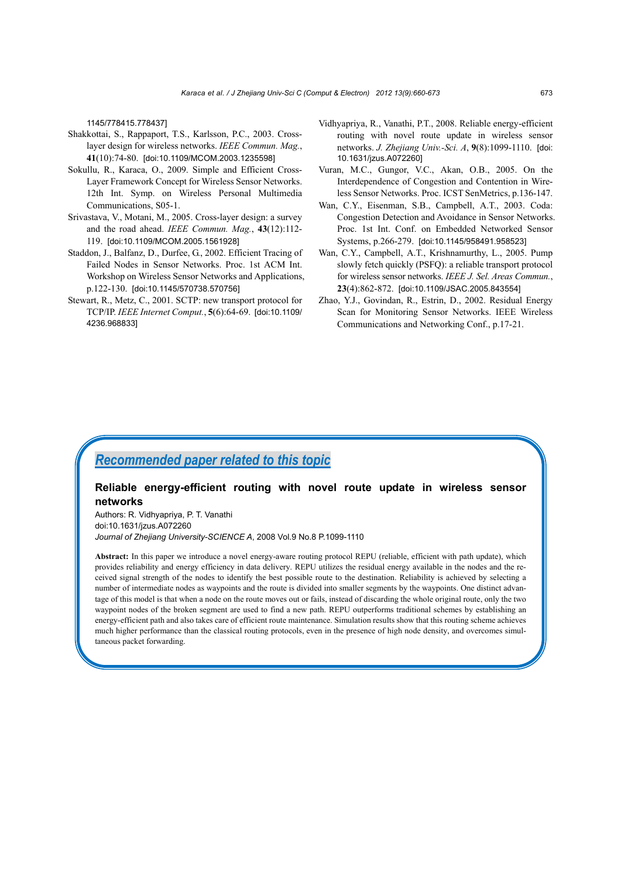1145/778415.778437]

Shakkottai, S., Rappaport, T.S., Karlsson, P.C., 2003. Cross-layer design for wireless networks. *IEEE Commun. Mag.*, **41**(10):74-80. [doi:10.1109/MCOM.2003.1235598]

Sokullu, R., Karaca, O., 2009. Simple and Efficient Cross-Layer Framework Concept for Wireless Sensor Networks. 12th Int. Symp. on Wireless Personal Multimedia Communications, S05-1.

Srivastava, V., Motani, M., 2005. Cross-layer design: a survey and the road ahead. *IEEE Commun. Mag.*, **43**(12):112-119. [doi:10.1109/MCOM.2005.1561928]

Staddon, J., Balfanz, D., Durfee, G., 2002. Efficient Tracing of Failed Nodes in Sensor Networks. Proc. 1st ACM Int. Workshop on Wireless Sensor Networks and Applications, p.122-130. [doi:10.1145/570738.570756]

Stewart, R., Metz, C., 2001. SCTP: new transport protocol for TCP/IP. *IEEE Internet Comput.*, **5**(6):64-69. [doi:10.1109/4236.968833]

Vidhyapriya, R., Vanathi, P.T., 2008. Reliable energy-efficient routing with novel route update in wireless sensor networks. *J. Zhejiang Univ.-Sci. A*, **9**(8):1099-1110. [doi:10.1631/jzus.A072260]

Vuran, M.C., Gungor, V.C., Akan, O.B., 2005. On the Interdependence of Congestion and Contention in Wireless Sensor Networks. Proc. ICST SenMetrics, p.136-147.

Wan, C.Y., Eisenman, S.B., Campbell, A.T., 2003. Coda: Congestion Detection and Avoidance in Sensor Networks. Proc. 1st Int. Conf. on Embedded Networked Sensor Systems, p.266-279. [doi:10.1145/958491.958523]

Wan, C.Y., Campbell, A.T., Krishnamurthy, L., 2005. Pump slowly fetch quickly (PSFQ): a reliable transport protocol for wireless sensor networks. *IEEE J. Sel. Areas Commun.*, **23**(4):862-872. [doi:10.1109/JSAC.2005.843554]

Zhao, Y.J., Govindan, R., Estrin, D., 2002. Residual Energy Scan for Monitoring Sensor Networks. IEEE Wireless Communications and Networking Conf., p.17-21.

## *Recommended paper related to this topic*

**Reliable energy-efficient routing with novel route update in wireless sensor networks**

Authors: R. Vidhyapriya, P. T. Vanathi

doi:10.1631/jzus.A072260

*Journal of Zhejiang University-SCIENCE A*, 2008 Vol.9 No.8 P.1099-1110

**Abstract:** In this paper we introduce a novel energy-aware routing protocol REPU (reliable, efficient with path update), which provides reliability and energy efficiency in data delivery. REPU utilizes the residual energy available in the nodes and the received signal strength of the nodes to identify the best possible route to the destination. Reliability is achieved by selecting a number of intermediate nodes as waypoints and the route is divided into smaller segments by the waypoints. One distinct advantage of this model is that when a node on the route moves out or fails, instead of discarding the whole original route, only the two waypoint nodes of the broken segment are used to find a new path. REPU outperforms traditional schemes by establishing an energy-efficient path and also takes care of efficient route maintenance. Simulation results show that this routing scheme achieves much higher performance than the classical routing protocols, even in the presence of high node density, and overcomes simultaneous packet forwarding.